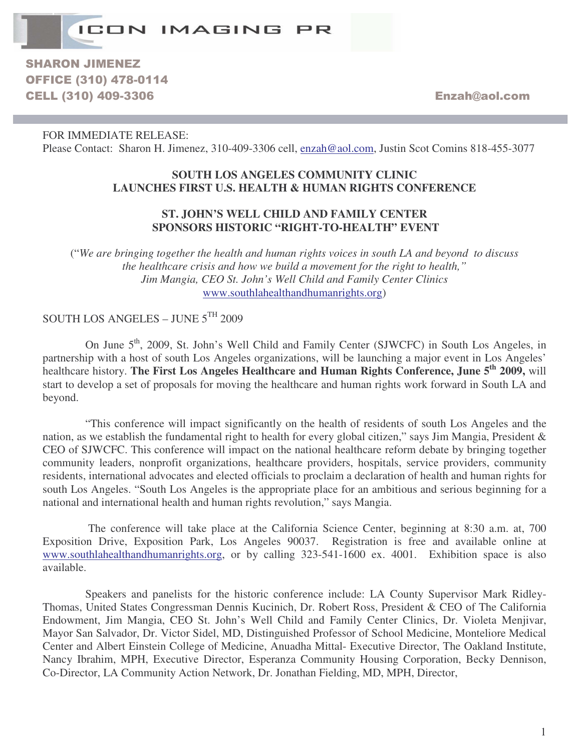ICON IMAGING PR

SHARON JIMENEZ
OFFICE (310) 478-0114
CELL (310) 409-3306 Enzah@aol.com

FOR IMMEDIATE RELEASE:
Please Contact: Sharon H. Jimenez, 310-409-3306 cell, enzah@aol.com, Justin Scot Comins 818-455-3077

**SOUTH LOS ANGELES COMMUNITY CLINIC**
**LAUNCHES FIRST U.S. HEALTH & HUMAN RIGHTS CONFERENCE**

**ST. JOHN'S WELL CHILD AND FAMILY CENTER**
**SPONSORS HISTORIC "RIGHT-TO-HEALTH" EVENT**

("*We are bringing together the health and human rights voices in south LA and beyond to discuss the healthcare crisis and how we build a movement for the right to health," Jim Mangia, CEO St. John's Well Child and Family Center Clinics* www.southlahealthandhumanrights.org)

SOUTH LOS ANGELES – JUNE 5TH 2009

On June 5th, 2009, St. John's Well Child and Family Center (SJWCFC) in South Los Angeles, in partnership with a host of south Los Angeles organizations, will be launching a major event in Los Angeles' healthcare history. **The First Los Angeles Healthcare and Human Rights Conference, June 5th 2009,** will start to develop a set of proposals for moving the healthcare and human rights work forward in South LA and beyond.

"This conference will impact significantly on the health of residents of south Los Angeles and the nation, as we establish the fundamental right to health for every global citizen," says Jim Mangia, President & CEO of SJWCFC. This conference will impact on the national healthcare reform debate by bringing together community leaders, nonprofit organizations, healthcare providers, hospitals, service providers, community residents, international advocates and elected officials to proclaim a declaration of health and human rights for south Los Angeles. "South Los Angeles is the appropriate place for an ambitious and serious beginning for a national and international health and human rights revolution," says Mangia.

The conference will take place at the California Science Center, beginning at 8:30 a.m. at, 700 Exposition Drive, Exposition Park, Los Angeles 90037. Registration is free and available online at www.southlahealthandhumanrights.org, or by calling 323-541-1600 ex. 4001. Exhibition space is also available.

Speakers and panelists for the historic conference include: LA County Supervisor Mark Ridley-Thomas, United States Congressman Dennis Kucinich, Dr. Robert Ross, President & CEO of The California Endowment, Jim Mangia, CEO St. John's Well Child and Family Center Clinics, Dr. Violeta Menjivar, Mayor San Salvador, Dr. Victor Sidel, MD, Distinguished Professor of School Medicine, Monteliore Medical Center and Albert Einstein College of Medicine, Anuadha Mittal- Executive Director, The Oakland Institute, Nancy Ibrahim, MPH, Executive Director, Esperanza Community Housing Corporation, Becky Dennison, Co-Director, LA Community Action Network, Dr. Jonathan Fielding, MD, MPH, Director,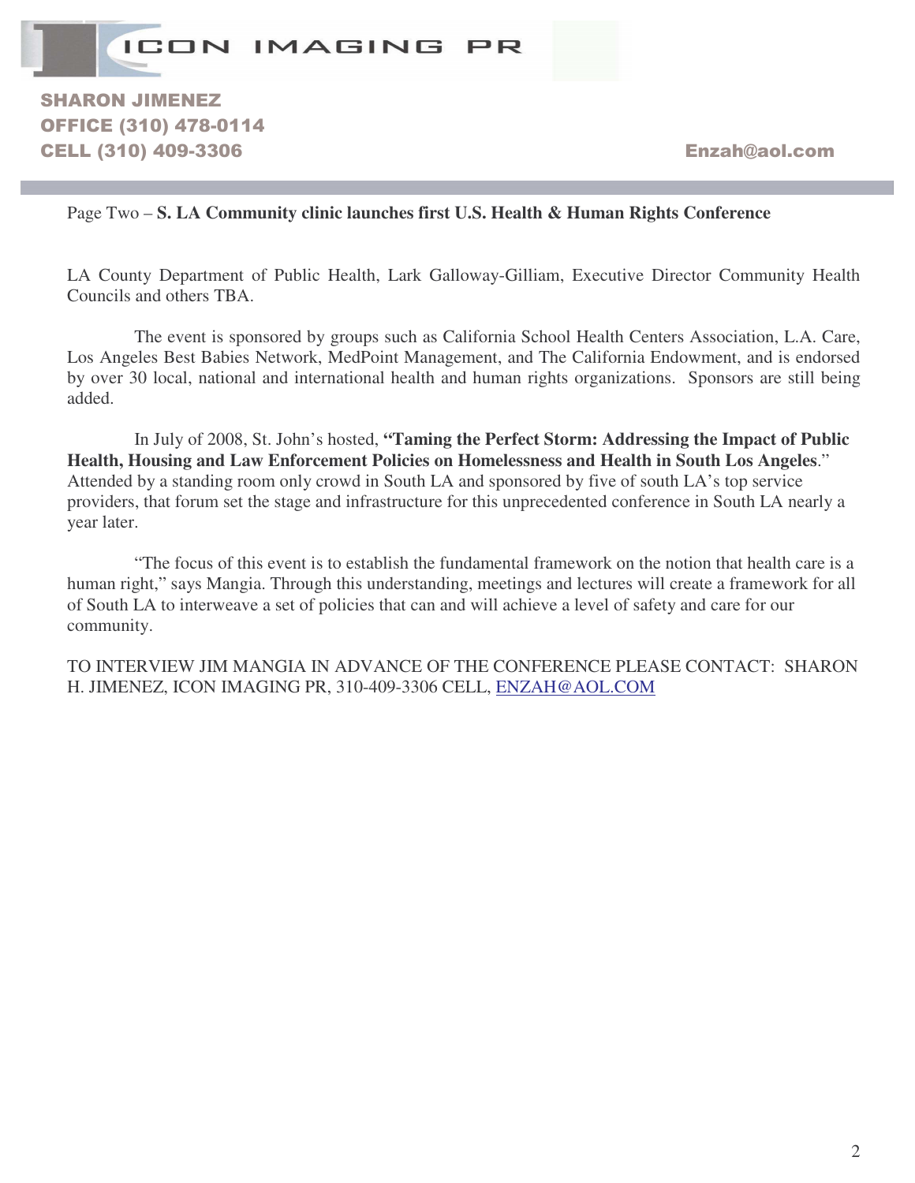ICON IMAGING PR

**SHARON JIMENEZ**
**OFFICE (310) 478-0114**
**CELL (310) 409-3306**

**Enzah@aol.com**

Page Two – **S. LA Community clinic launches first U.S. Health & Human Rights Conference**

LA County Department of Public Health, Lark Galloway-Gilliam, Executive Director Community Health Councils and others TBA.

The event is sponsored by groups such as California School Health Centers Association, L.A. Care, Los Angeles Best Babies Network, MedPoint Management, and The California Endowment, and is endorsed by over 30 local, national and international health and human rights organizations. Sponsors are still being added.

In July of 2008, St. John's hosted, **"Taming the Perfect Storm: Addressing the Impact of Public Health, Housing and Law Enforcement Policies on Homelessness and Health in South Los Angeles**." Attended by a standing room only crowd in South LA and sponsored by five of south LA's top service providers, that forum set the stage and infrastructure for this unprecedented conference in South LA nearly a year later.

"The focus of this event is to establish the fundamental framework on the notion that health care is a human right," says Mangia. Through this understanding, meetings and lectures will create a framework for all of South LA to interweave a set of policies that can and will achieve a level of safety and care for our community.

TO INTERVIEW JIM MANGIA IN ADVANCE OF THE CONFERENCE PLEASE CONTACT: SHARON H. JIMENEZ, ICON IMAGING PR, 310-409-3306 CELL, ENZAH@AOL.COM